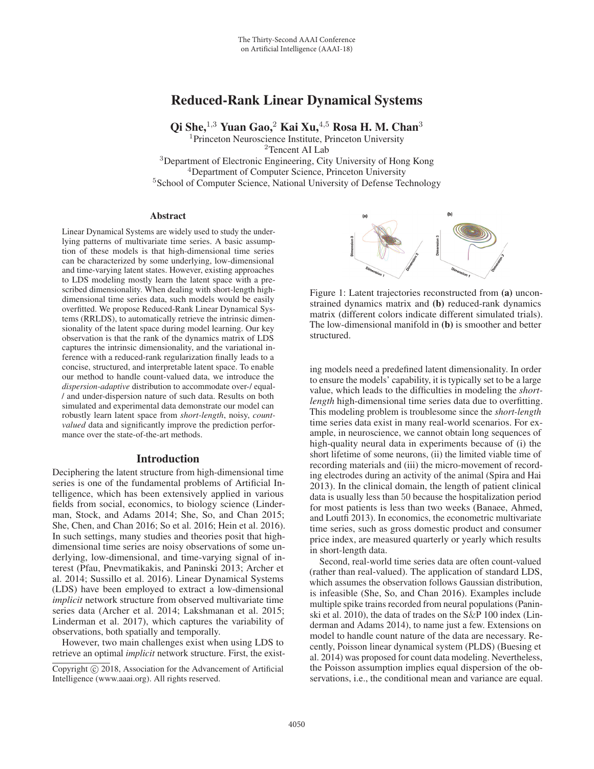# Reduced-Rank Linear Dynamical Systems

**Qi She,[1,3] Yuan Gao,[2] Kai Xu,[4,5] Rosa H. M. Chan[3]**

[1]Princeton Neuroscience Institute, Princeton University
[2]Tencent AI Lab
[3]Department of Electronic Engineering, City University of Hong Kong
[4]Department of Computer Science, Princeton University
[5]School of Computer Science, National University of Defense Technology

## Abstract

Linear Dynamical Systems are widely used to study the underlying patterns of multivariate time series. A basic assumption of these models is that high-dimensional time series can be characterized by some underlying, low-dimensional and time-varying latent states. However, existing approaches to LDS modeling mostly learn the latent space with a prescribed dimensionality. When dealing with short-length high-dimensional time series data, such models would be easily overfitted. We propose Reduced-Rank Linear Dynamical Systems (RRLDS), to automatically retrieve the intrinsic dimensionality of the latent space during model learning. Our key observation is that the rank of the dynamics matrix of LDS captures the intrinsic dimensionality, and the variational inference with a reduced-rank regularization finally leads to a concise, structured, and interpretable latent space. To enable our method to handle count-valued data, we introduce the *dispersion-adaptive* distribution to accommodate over-/ equal-/ and under-dispersion nature of such data. Results on both simulated and experimental data demonstrate our model can robustly learn latent space from *short-length*, noisy, *count-valued* data and significantly improve the prediction performance over the state-of-the-art methods.

## Introduction

Deciphering the latent structure from high-dimensional time series is one of the fundamental problems of Artificial Intelligence, which has been extensively applied in various fields from social, economics, to biology science (Linderman, Stock, and Adams 2014; She, So, and Chan 2015; She, Chen, and Chan 2016; So et al. 2016; Hein et al. 2016). In such settings, many studies and theories posit that high-dimensional time series are noisy observations of some underlying, low-dimensional, and time-varying signal of interest (Pfau, Pnevmatikakis, and Paninski 2013; Archer et al. 2014; Sussillo et al. 2016). Linear Dynamical Systems (LDS) have been employed to extract a low-dimensional *implicit* network structure from observed multivariate time series data (Archer et al. 2014; Lakshmanan et al. 2015; Linderman et al. 2017), which captures the variability of observations, both spatially and temporally.

However, two main challenges exist when using LDS to retrieve an optimal *implicit* network structure. First, the existing models need a predefined latent dimensionality. In order to ensure the models' capability, it is typically set to be a large value, which leads to the difficulties in modeling the *short-length* high-dimensional time series data due to overfitting. This modeling problem is troublesome since the *short-length* time series data exist in many real-world scenarios. For example, in neuroscience, we cannot obtain long sequences of high-quality neural data in experiments because of (i) the short lifetime of some neurons, (ii) the limited viable time of recording materials and (iii) the micro-movement of recording electrodes during an activity of the animal (Spira and Hai 2013). In the clinical domain, the length of patient clinical data is usually less than 50 because the hospitalization period for most patients is less than two weeks (Banaee, Ahmed, and Loutfi 2013). In economics, the econometric multivariate time series, such as gross domestic product and consumer price index, are measured quarterly or yearly which results in short-length data.

Figure 1: Latent trajectories reconstructed from **(a)** unconstrained dynamics matrix and **(b)** reduced-rank dynamics matrix (different colors indicate different simulated trials). The low-dimensional manifold in **(b)** is smoother and better structured.

Second, real-world time series data are often count-valued (rather than real-valued). The application of standard LDS, which assumes the observation follows Gaussian distribution, is infeasible (She, So, and Chan 2016). Examples include multiple spike trains recorded from neural populations (Paninski et al. 2010), the data of trades on the S&P 100 index (Linderman and Adams 2014), to name just a few. Extensions on model to handle count nature of the data are necessary. Recently, Poisson linear dynamical system (PLDS) (Buesing et al. 2014) was proposed for count data modeling. Nevertheless, the Poisson assumption implies equal dispersion of the observations, i.e., the conditional mean and variance are equal.

Copyright © 2018, Association for the Advancement of Artificial Intelligence (www.aaai.org). All rights reserved.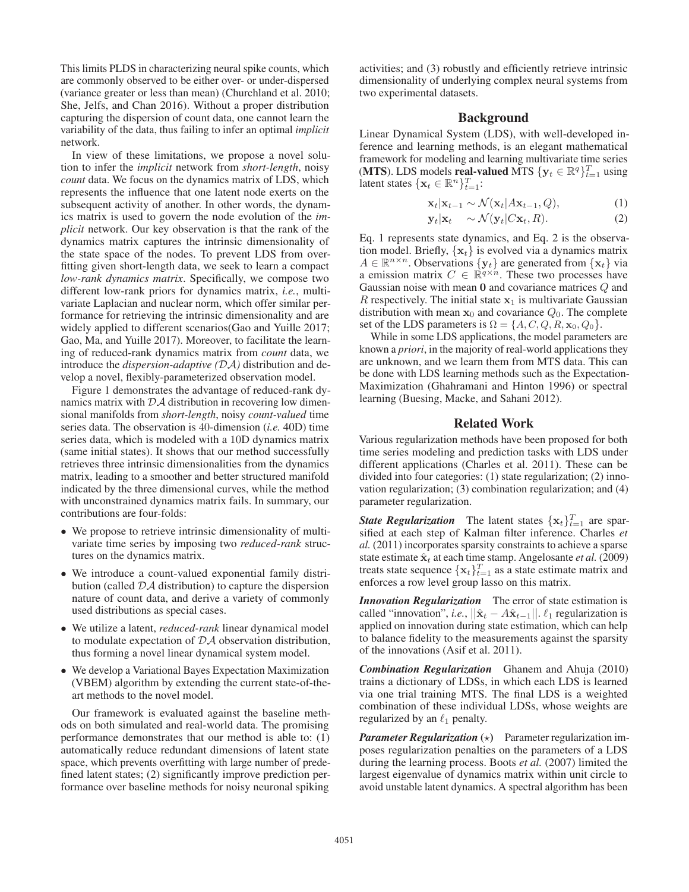This limits PLDS in characterizing neural spike counts, which are commonly observed to be either over- or under-dispersed (variance greater or less than mean) (Churchland et al. 2010; She, Jelfs, and Chan 2016). Without a proper distribution capturing the dispersion of count data, one cannot learn the variability of the data, thus failing to infer an optimal *implicit* network.

In view of these limitations, we propose a novel solution to infer the *implicit* network from *short-length*, noisy *count* data. We focus on the dynamics matrix of LDS, which represents the influence that one latent node exerts on the subsequent activity of another. In other words, the dynamics matrix is used to govern the node evolution of the *implicit* network. Our key observation is that the rank of the dynamics matrix captures the intrinsic dimensionality of the state space of the nodes. To prevent LDS from overfitting given short-length data, we seek to learn a compact *low-rank dynamics matrix*. Specifically, we compose two different low-rank priors for dynamics matrix, *i.e.*, multivariate Laplacian and nuclear norm, which offer similar performance for retrieving the intrinsic dimensionality and are widely applied to different scenarios(Gao and Yuille 2017; Gao, Ma, and Yuille 2017). Moreover, to facilitate the learning of reduced-rank dynamics matrix from *count* data, we introduce the *dispersion-adaptive ($\mathcal{DA}$)* distribution and develop a novel, flexibly-parameterized observation model.

Figure 1 demonstrates the advantage of reduced-rank dynamics matrix with $\mathcal{DA}$ distribution in recovering low dimensional manifolds from *short-length*, noisy *count-valued* time series data. The observation is 40-dimension (*i.e.* 40D) time series data, which is modeled with a 10D dynamics matrix (same initial states). It shows that our method successfully retrieves three intrinsic dimensionalities from the dynamics matrix, leading to a smoother and better structured manifold indicated by the three dimensional curves, while the method with unconstrained dynamics matrix fails. In summary, our contributions are four-folds:

- We propose to retrieve intrinsic dimensionality of multivariate time series by imposing two *reduced-rank* structures on the dynamics matrix.
- We introduce a count-valued exponential family distribution (called $\mathcal{DA}$ distribution) to capture the dispersion nature of count data, and derive a variety of commonly used distributions as special cases.
- We utilize a latent, *reduced-rank* linear dynamical model to modulate expectation of $\mathcal{DA}$ observation distribution, thus forming a novel linear dynamical system model.
- We develop a Variational Bayes Expectation Maximization (VBEM) algorithm by extending the current state-of-the-art methods to the novel model.

Our framework is evaluated against the baseline methods on both simulated and real-world data. The promising performance demonstrates that our method is able to: (1) automatically reduce redundant dimensions of latent state space, which prevents overfitting with large number of predefined latent states; (2) significantly improve prediction performance over baseline methods for noisy neuronal spiking activities; and (3) robustly and efficiently retrieve intrinsic dimensionality of underlying complex neural systems from two experimental datasets.

## Background

Linear Dynamical System (LDS), with well-developed inference and learning methods, is an elegant mathematical framework for modeling and learning multivariate time series (**MTS**). LDS models **real-valued** MTS $\{\mathbf{y}_t \in \mathbb{R}^q\}_{t=1}^T$ using latent states $\{\mathbf{x}_t \in \mathbb{R}^n\}_{t=1}^T$:

$$\mathbf{x}_t|\mathbf{x}_{t-1} \sim \mathcal{N}(\mathbf{x}_t|A\mathbf{x}_{t-1}, Q), \tag{1}$$

$$\mathbf{y}_t|\mathbf{x}_t \quad \sim \mathcal{N}(\mathbf{y}_t|C\mathbf{x}_t, R). \tag{2}$$

Eq. 1 represents state dynamics, and Eq. 2 is the observation model. Briefly, $\{\mathbf{x}_t\}$ is evolved via a dynamics matrix $A \in \mathbb{R}^{n\times n}$. Observations $\{\mathbf{y}_t\}$ are generated from $\{\mathbf{x}_t\}$ via a emission matrix $C \in \mathbb{R}^{q\times n}$. These two processes have Gaussian noise with mean $\mathbf{0}$ and covariance matrices $Q$ and $R$ respectively. The initial state $\mathbf{x}_1$ is multivariate Gaussian distribution with mean $\mathbf{x}_0$ and covariance $Q_0$. The complete set of the LDS parameters is $\Omega = \{A, C, Q, R, \mathbf{x}_0, Q_0\}$.

While in some LDS applications, the model parameters are known a *priori*, in the majority of real-world applications they are unknown, and we learn them from MTS data. This can be done with LDS learning methods such as the Expectation-Maximization (Ghahramani and Hinton 1996) or spectral learning (Buesing, Macke, and Sahani 2012).

## Related Work

Various regularization methods have been proposed for both time series modeling and prediction tasks with LDS under different applications (Charles et al. 2011). These can be divided into four categories: (1) state regularization; (2) innovation regularization; (3) combination regularization; and (4) parameter regularization.

***State Regularization*** The latent states $\{\mathbf{x}_t\}_{t=1}^T$ are sparsified at each step of Kalman filter inference. Charles *et al.* (2011) incorporates sparsity constraints to achieve a sparse state estimate $\hat{\mathbf{x}}_t$ at each time stamp. Angelosante *et al.* (2009) treats state sequence $\{\mathbf{x}_t\}_{t=1}^T$ as a state estimate matrix and enforces a row level group lasso on this matrix.

***Innovation Regularization*** The error of state estimation is called "innovation", *i.e.*, $||\hat{\mathbf{x}}_t - A\hat{\mathbf{x}}_{t-1}||$. $\ell_1$ regularization is applied on innovation during state estimation, which can help to balance fidelity to the measurements against the sparsity of the innovations (Asif et al. 2011).

***Combination Regularization*** Ghanem and Ahuja (2010) trains a dictionary of LDSs, in which each LDS is learned via one trial training MTS. The final LDS is a weighted combination of these individual LDSs, whose weights are regularized by an $\ell_1$ penalty.

***Parameter Regularization*** **($\star$)** Parameter regularization imposes regularization penalties on the parameters of a LDS during the learning process. Boots *et al.* (2007) limited the largest eigenvalue of dynamics matrix within unit circle to avoid unstable latent dynamics. A spectral algorithm has been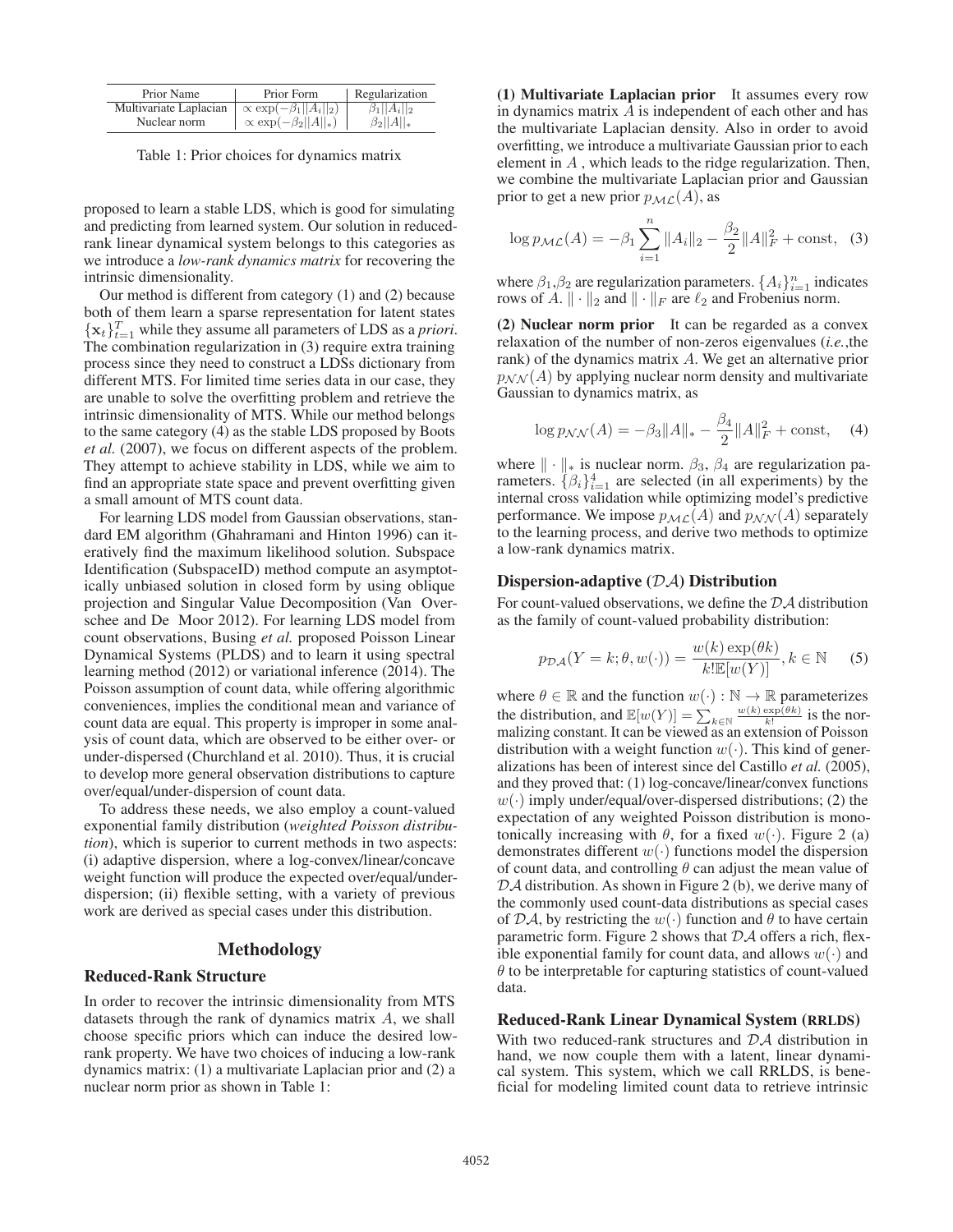| Prior Name | Prior Form | Regularization |
|---|---|---|
| Multivariate Laplacian | $\propto \exp(-\beta_1 \|A_i\|_2)$ | $\beta_1 \|A_i\|_2$ |
| Nuclear norm | $\propto \exp(-\beta_2 \|A\|_*)$ | $\beta_2 \|A\|_*$ |

Table 1: Prior choices for dynamics matrix

proposed to learn a stable LDS, which is good for simulating and predicting from learned system. Our solution in reduced-rank linear dynamical system belongs to this categories as we introduce a *low-rank dynamics matrix* for recovering the intrinsic dimensionality.

Our method is different from category (1) and (2) because both of them learn a sparse representation for latent states $\{\mathbf{x}_t\}_{t=1}^T$ while they assume all parameters of LDS as a *priori*. The combination regularization in (3) require extra training process since they need to construct a LDSs dictionary from different MTS. For limited time series data in our case, they are unable to solve the overfitting problem and retrieve the intrinsic dimensionality of MTS. While our method belongs to the same category (4) as the stable LDS proposed by Boots *et al.* (2007), we focus on different aspects of the problem. They attempt to achieve stability in LDS, while we aim to find an appropriate state space and prevent overfitting given a small amount of MTS count data.

For learning LDS model from Gaussian observations, standard EM algorithm (Ghahramani and Hinton 1996) can iteratively find the maximum likelihood solution. Subspace Identification (SubspaceID) method compute an asymptotically unbiased solution in closed form by using oblique projection and Singular Value Decomposition (Van Overschee and De Moor 2012). For learning LDS model from count observations, Busing *et al.* proposed Poisson Linear Dynamical Systems (PLDS) and to learn it using spectral learning method (2012) or variational inference (2014). The Poisson assumption of count data, while offering algorithmic conveniences, implies the conditional mean and variance of count data are equal. This property is improper in some analysis of count data, which are observed to be either over- or under-dispersed (Churchland et al. 2010). Thus, it is crucial to develop more general observation distributions to capture over/equal/under-dispersion of count data.

To address these needs, we also employ a count-valued exponential family distribution (*weighted Poisson distribution*), which is superior to current methods in two aspects: (i) adaptive dispersion, where a log-convex/linear/concave weight function will produce the expected over/equal/under-dispersion; (ii) flexible setting, with a variety of previous work are derived as special cases under this distribution.

## Methodology

### Reduced-Rank Structure

In order to recover the intrinsic dimensionality from MTS datasets through the rank of dynamics matrix $A$, we shall choose specific priors which can induce the desired low-rank property. We have two choices of inducing a low-rank dynamics matrix: (1) a multivariate Laplacian prior and (2) a nuclear norm prior as shown in Table 1:

**(1) Multivariate Laplacian prior** It assumes every row in dynamics matrix $A$ is independent of each other and has the multivariate Laplacian density. Also in order to avoid overfitting, we introduce a multivariate Gaussian prior to each element in $A$ , which leads to the ridge regularization. Then, we combine the multivariate Laplacian prior and Gaussian prior to get a new prior $p_{\mathcal{ML}}(A)$, as

$$\log p_{\mathcal{ML}}(A) = -\beta_1 \sum_{i=1}^{n} \|A_i\|_2 - \frac{\beta_2}{2}\|A\|_F^2 + \text{const}, \quad (3)$$

where $\beta_1$,$\beta_2$ are regularization parameters. $\{A_i\}_{i=1}^n$ indicates rows of $A$. $\|\cdot\|_2$ and $\|\cdot\|_F$ are $\ell_2$ and Frobenius norm.

**(2) Nuclear norm prior** It can be regarded as a convex relaxation of the number of non-zeros eigenvalues (*i.e.*,the rank) of the dynamics matrix $A$. We get an alternative prior $p_{\mathcal{NN}}(A)$ by applying nuclear norm density and multivariate Gaussian to dynamics matrix, as

$$\log p_{\mathcal{NN}}(A) = -\beta_3 \|A\|_* - \frac{\beta_4}{2}\|A\|_F^2 + \text{const}, \quad (4)$$

where $\|\cdot\|_*$ is nuclear norm. $\beta_3$, $\beta_4$ are regularization parameters. $\{\beta_i\}_{i=1}^4$ are selected (in all experiments) by the internal cross validation while optimizing model's predictive performance. We impose $p_{\mathcal{ML}}(A)$ and $p_{\mathcal{NN}}(A)$ separately to the learning process, and derive two methods to optimize a low-rank dynamics matrix.

### Dispersion-adaptive ($\mathcal{DA}$) Distribution

For count-valued observations, we define the $\mathcal{DA}$ distribution as the family of count-valued probability distribution:

$$p_{\mathcal{DA}}(Y = k; \theta, w(\cdot)) = \frac{w(k)\exp(\theta k)}{k!\,\mathbb{E}[w(Y)]}, k \in \mathbb{N} \quad (5)$$

where $\theta \in \mathbb{R}$ and the function $w(\cdot) : \mathbb{N} \to \mathbb{R}$ parameterizes the distribution, and $\mathbb{E}[w(Y)] = \sum_{k\in\mathbb{N}} \frac{w(k)\exp(\theta k)}{k!}$ is the normalizing constant. It can be viewed as an extension of Poisson distribution with a weight function $w(\cdot)$. This kind of generalizations has been of interest since del Castillo *et al.* (2005), and they proved that: (1) log-concave/linear/convex functions $w(\cdot)$ imply under/equal/over-dispersed distributions; (2) the expectation of any weighted Poisson distribution is monotonically increasing with $\theta$, for a fixed $w(\cdot)$. Figure 2 (a) demonstrates different $w(\cdot)$ functions model the dispersion of count data, and controlling $\theta$ can adjust the mean value of $\mathcal{DA}$ distribution. As shown in Figure 2 (b), we derive many of the commonly used count-data distributions as special cases of $\mathcal{DA}$, by restricting the $w(\cdot)$ function and $\theta$ to have certain parametric form. Figure 2 shows that $\mathcal{DA}$ offers a rich, flexible exponential family for count data, and allows $w(\cdot)$ and $\theta$ to be interpretable for capturing statistics of count-valued data.

### Reduced-Rank Linear Dynamical System (RRLDS)

With two reduced-rank structures and $\mathcal{DA}$ distribution in hand, we now couple them with a latent, linear dynamical system. This system, which we call RRLDS, is beneficial for modeling limited count data to retrieve intrinsic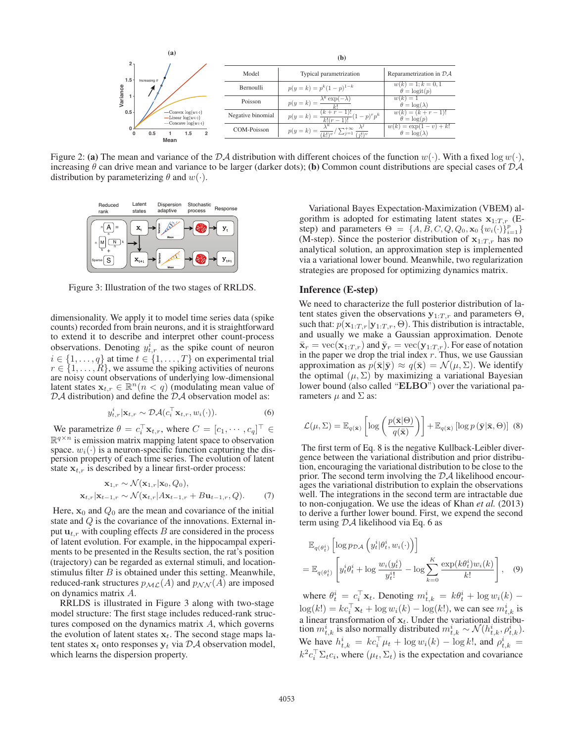**(a)**

**(b)**

| Model | Typical parametrization | Reparametrization in $\mathcal{DA}$ |
|---|---|---|
| Bernoulli | $p(y=k)=p^k(1-p)^{1-k}$ | $w(k)=1; k=0,1$ <br> $\theta=\text{logit}(p)$ |
| Poisson | $p(y=k)=\frac{\lambda^k \exp(-\lambda)}{k!}$ | $w(k)=1$ <br> $\theta=\log(\lambda)$ |
| Negative binomial | $p(y=k)=\frac{(k+r-1)!}{k!(r-1)!}(1-p)^r p^k$ | $w(k)=(k+r-1)!$ <br> $\theta=\log(p)$ |
| COM-Poisson | $p(y=k)=\frac{\lambda^k}{(k!)^v}/\sum_{j=1}^{+\infty}\frac{\lambda^j}{(j!)^v}$ | $w(k)=\exp(1-v)+k!$ <br> $\theta=\log(\lambda)$ |

Figure 2: **(a)** The mean and variance of the $\mathcal{DA}$ distribution with different choices of the function $w(\cdot)$. With a fixed $\log w(\cdot)$, increasing $\theta$ can drive mean and variance to be larger (darker dots); **(b)** Common count distributions are special cases of $\mathcal{DA}$ distribution by parameterizing $\theta$ and $w(\cdot)$.

Figure 3: Illustration of the two stages of RRLDS.

dimensionality. We apply it to model time series data (spike counts) recorded from brain neurons, and it is straightforward to extend it to describe and interpret other count-process observations. Denoting $y_{t,r}^i$ as the spike count of neuron $i \in \{1,\ldots,q\}$ at time $t \in \{1,\ldots,T\}$ on experimental trial $r \in \{1,\ldots,R\}$, we assume the spiking activities of neurons are noisy count observations of underlying low-dimensional latent states $\mathbf{x}_{t,r} \in \mathbb{R}^n (n < q)$ (modulating mean value of $\mathcal{DA}$ distribution) and define the $\mathcal{DA}$ observation model as:

$$y_{t,r}^i|\mathbf{x}_{t,r} \sim \mathcal{DA}(c_i^\top \mathbf{x}_{t,r}, w_i(\cdot)). \tag{6}$$

We parametrize $\theta = c_i^\top \mathbf{x}_{t,r}$, where $C = [c_1, \cdots, c_q]^\top \in \mathbb{R}^{q\times n}$ is emission matrix mapping latent space to observation space. $w_i(\cdot)$ is a neuron-specific function capturing the dispersion property of each time series. The evolution of latent state $\mathbf{x}_{t,r}$ is described by a linear first-order process:

$$\begin{aligned} \mathbf{x}_{1,r} &\sim \mathcal{N}(\mathbf{x}_{1,r}|\mathbf{x}_0, Q_0), \\ \mathbf{x}_{t,r}|\mathbf{x}_{t-1,r} &\sim \mathcal{N}(\mathbf{x}_{t,r}|A\mathbf{x}_{t-1,r} + B\mathbf{u}_{t-1,r}, Q). \end{aligned} \tag{7}$$

Here, $\mathbf{x}_0$ and $Q_0$ are the mean and covariance of the initial state and $Q$ is the covariance of the innovations. External input $\mathbf{u}_{t,r}$ with coupling effects $B$ are considered in the process of latent evolution. For example, in the hippocampal experiments to be presented in the Results section, the rat's position (trajectory) can be regarded as external stimuli, and location-stimulus filter $B$ is obtained under this setting. Meanwhile, reduced-rank structures $p_{\mathcal{ML}}(A)$ and $p_{\mathcal{NN}}(A)$ are imposed on dynamics matrix $A$.

RRLDS is illustrated in Figure 3 along with two-stage model structure: The first stage includes reduced-rank structures composed on the dynamics matrix $A$, which governs the evolution of latent states $\mathbf{x}_t$. The second stage maps latent states $\mathbf{x}_t$ onto responses $\mathbf{y}_t$ via $\mathcal{DA}$ observation model, which learns the dispersion property.

Variational Bayes Expectation-Maximization (VBEM) algorithm is adopted for estimating latent states $\mathbf{x}_{1:T,r}$ (E-step) and parameters $\Theta = \{A, B, C, Q, Q_0, \mathbf{x}_0, \{w_i(\cdot)\}_{i=1}^p\}$ (M-step). Since the posterior distribution of $\mathbf{x}_{1:T,r}$ has no analytical solution, an approximation step is implemented via a variational lower bound. Meanwhile, two regularization strategies are proposed for optimizing dynamics matrix.

## Inference (E-step)

We need to characterize the full posterior distribution of latent states given the observations $\mathbf{y}_{1:T,r}$ and parameters $\Theta$, such that: $p(\mathbf{x}_{1:T,r}|\mathbf{y}_{1:T,r}, \Theta)$. This distribution is intractable, and usually we make a Gaussian approximation. Denote $\bar{\mathbf{x}}_r = \text{vec}(\mathbf{x}_{1:T,r})$ and $\bar{\mathbf{y}}_r = \text{vec}(\mathbf{y}_{1:T,r})$. For ease of notation in the paper we drop the trial index $r$. Thus, we use Gaussian approximation as $p(\bar{\mathbf{x}}|\bar{\mathbf{y}}) \approx q(\bar{\mathbf{x}}) = \mathcal{N}(\mu, \Sigma)$. We identify the optimal $(\mu, \Sigma)$ by maximizing a variational Bayesian lower bound (also called "**ELBO**") over the variational parameters $\mu$ and $\Sigma$ as:

$$\mathcal{L}(\mu, \Sigma) = \mathbb{E}_{q(\bar{\mathbf{x}})}\left[\log\left(\frac{p(\bar{\mathbf{x}}|\Theta)}{q(\bar{\mathbf{x}})}\right)\right] + \mathbb{E}_{q(\bar{\mathbf{x}})}\left[\log p\left(\bar{\mathbf{y}}|\bar{\mathbf{x}}, \Theta\right)\right] \tag{8}$$

The first term of Eq. 8 is the negative Kullback-Leibler divergence between the variational distribution and prior distribution, encouraging the variational distribution to be close to the prior. The second term involving the $\mathcal{DA}$ likelihood encourages the variational distribution to explain the observations well. The integrations in the second term are intractable due to non-conjugation. We use the ideas of Khan *et al.* (2013) to derive a further lower bound. First, we expend the second term using $\mathcal{DA}$ likelihood via Eq. 6 as

$$\begin{aligned} &\mathbb{E}_{q(\theta_t^i)}\left[\log p_{\mathcal{DA}}\left(y_t^i|\theta_t^i, w_i(\cdot)\right)\right] \\ &= \mathbb{E}_{q(\theta_t^i)}\left[y_t^i\theta_t^i + \log\frac{w_i(y_t^i)}{y_t^i!} - \log\sum_{k=0}^{K}\frac{\exp(k\theta_t^i)w_i(k)}{k!}\right], \end{aligned} \tag{9}$$

where $\theta_t^i = c_i^\top \mathbf{x}_t$. Denoting $m_{t,k}^i = k\theta_t^i + \log w_i(k) - \log(k!) = kc_i^\top \mathbf{x}_t + \log w_i(k) - \log(k!)$, we can see $m_{t,k}^i$ is a linear transformation of $\mathbf{x}_t$. Under the variational distribution $m_{t,k}^i$ is also normally distributed $m_{t,k}^i \sim \mathcal{N}(h_{t,k}^i, \rho_{t,k}^i)$. We have $h_{t,k}^i = kc_i^\top \mu_t + \log w_i(k) - \log k!$, and $\rho_{t,k}^i = k^2 c_i^\top \Sigma_t c_i$, where $(\mu_t, \Sigma_t)$ is the expectation and covariance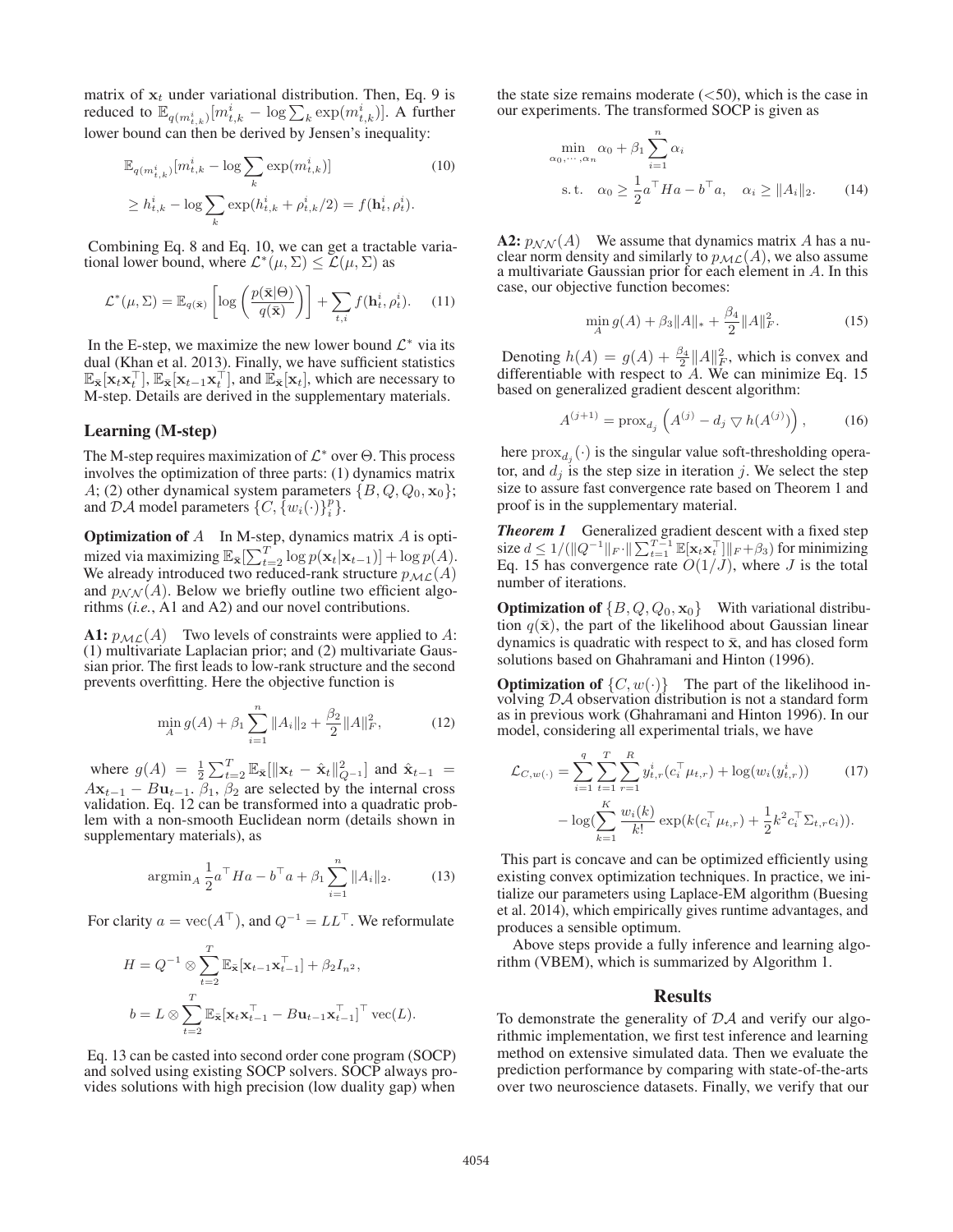matrix of $\mathbf{x}_t$ under variational distribution. Then, Eq. 9 is reduced to $\mathbb{E}_{q(m^i_{t,k})}[m^i_{t,k} - \log \sum_k \exp(m^i_{t,k})]$. A further lower bound can then be derived by Jensen's inequality:

$$
\begin{aligned}
&\mathbb{E}_{q(m^i_{t,k})}[m^i_{t,k} - \log \sum_k \exp(m^i_{t,k})] \\
&\geq h^i_{t,k} - \log \sum_k \exp(h^i_{t,k} + \rho^i_{t,k}/2) = f(\mathbf{h}^i_t, \rho^i_t).
\end{aligned} \tag{10}
$$

Combining Eq. 8 and Eq. 10, we can get a tractable variational lower bound, where $\mathcal{L}^*(\mu, \Sigma) \leq \mathcal{L}(\mu, \Sigma)$ as

$$
\mathcal{L}^*(\mu, \Sigma) = \mathbb{E}_{q(\bar{\mathbf{x}})}\left[\log\left(\frac{p(\bar{\mathbf{x}}|\Theta)}{q(\bar{\mathbf{x}})}\right)\right] + \sum_{t,i} f(\mathbf{h}^i_t, \rho^i_t). \tag{11}
$$

In the E-step, we maximize the new lower bound $\mathcal{L}^*$ via its dual (Khan et al. 2013). Finally, we have sufficient statistics $\mathbb{E}_{\bar{\mathbf{x}}}[\mathbf{x}_t\mathbf{x}_t^\top]$, $\mathbb{E}_{\bar{\mathbf{x}}}[\mathbf{x}_{t-1}\mathbf{x}_t^\top]$, and $\mathbb{E}_{\bar{\mathbf{x}}}[\mathbf{x}_t]$, which are necessary to M-step. Details are derived in the supplementary materials.

## Learning (M-step)

The M-step requires maximization of $\mathcal{L}^*$ over $\Theta$. This process involves the optimization of three parts: (1) dynamics matrix $A$; (2) other dynamical system parameters $\{B, Q, Q_0, \mathbf{x}_0\}$; and $\mathcal{DA}$ model parameters $\{C, \{w_i(\cdot)\}_i^p\}$.

**Optimization of** $A$ In M-step, dynamics matrix $A$ is optimized via maximizing $\mathbb{E}_{\bar{\mathbf{x}}}[\sum_{t=2}^T \log p(\mathbf{x}_t|\mathbf{x}_{t-1})] + \log p(A)$. We already introduced two reduced-rank structure $p_{\mathcal{ML}}(A)$ and $p_{\mathcal{NN}}(A)$. Below we briefly outline two efficient algorithms (*i.e.*, A1 and A2) and our novel contributions.

**A1:** $p_{\mathcal{ML}}(A)$ Two levels of constraints were applied to $A$: (1) multivariate Laplacian prior; and (2) multivariate Gaussian prior. The first leads to low-rank structure and the second prevents overfitting. Here the objective function is

$$
\min_A g(A) + \beta_1 \sum_{i=1}^n \|A_i\|_2 + \frac{\beta_2}{2}\|A\|_F^2, \tag{12}
$$

where $g(A) = \frac{1}{2}\sum_{t=2}^T \mathbb{E}_{\bar{\mathbf{x}}}[\|\mathbf{x}_t - \hat{\mathbf{x}}_t\|^2_{Q^{-1}}]$ and $\hat{\mathbf{x}}_{t-1} = A\mathbf{x}_{t-1} - B\mathbf{u}_{t-1}$. $\beta_1$, $\beta_2$ are selected by the internal cross validation. Eq. 12 can be transformed into a quadratic problem with a non-smooth Euclidean norm (details shown in supplementary materials), as

$$
\operatorname{argmin}_A \frac{1}{2}a^\top Ha - b^\top a + \beta_1 \sum_{i=1}^n \|A_i\|_2. \tag{13}
$$

For clarity $a = \text{vec}(A^\top)$, and $Q^{-1} = LL^\top$. We reformulate

$$
H = Q^{-1} \otimes \sum_{t=2}^T \mathbb{E}_{\bar{\mathbf{x}}}[\mathbf{x}_{t-1}\mathbf{x}_{t-1}^\top] + \beta_2 I_{n^2},
$$

$$
b = L \otimes \sum_{t=2}^T \mathbb{E}_{\bar{\mathbf{x}}}[\mathbf{x}_t\mathbf{x}_{t-1}^\top - B\mathbf{u}_{t-1}\mathbf{x}_{t-1}^\top]^\top \text{vec}(L).
$$

Eq. 13 can be casted into second order cone program (SOCP) and solved using existing SOCP solvers. SOCP always provides solutions with high precision (low duality gap) when the state size remains moderate (<50), which is the case in our experiments. The transformed SOCP is given as

$$
\begin{aligned}
&\min_{\alpha_0, \cdots, \alpha_n} \alpha_0 + \beta_1 \sum_{i=1}^n \alpha_i \\
&\text{s. t.} \quad \alpha_0 \geq \frac{1}{2}a^\top Ha - b^\top a, \quad \alpha_i \geq \|A_i\|_2.
\end{aligned} \tag{14}
$$

**A2:** $p_{\mathcal{NN}}(A)$ We assume that dynamics matrix $A$ has a nuclear norm density and similarly to $p_{\mathcal{ML}}(A)$, we also assume a multivariate Gaussian prior for each element in $A$. In this case, our objective function becomes:

$$
\min_A g(A) + \beta_3\|A\|_* + \frac{\beta_4}{2}\|A\|_F^2. \tag{15}
$$

Denoting $h(A) = g(A) + \frac{\beta_4}{2}\|A\|_F^2$, which is convex and differentiable with respect to $A$. We can minimize Eq. 15 based on generalized gradient descent algorithm:

$$
A^{(j+1)} = \text{prox}_{d_j}\left(A^{(j)} - d_j \bigtriangledown h(A^{(j)})\right), \tag{16}
$$

here $\text{prox}_{d_j}(\cdot)$ is the singular value soft-thresholding operator, and $d_j$ is the step size in iteration $j$. We select the step size to assure fast convergence rate based on Theorem 1 and proof is in the supplementary material.

***Theorem 1*** Generalized gradient descent with a fixed step size $d \leq 1/(\|Q^{-1}\|_F \cdot \|\sum_{t=1}^{T-1} \mathbb{E}[\mathbf{x}_t\mathbf{x}_t^\top]\|_F + \beta_3)$ for minimizing Eq. 15 has convergence rate $O(1/J)$, where $J$ is the total number of iterations.

**Optimization of** $\{B, Q, Q_0, \mathbf{x}_0\}$ With variational distribution $q(\bar{\mathbf{x}})$, the part of the likelihood about Gaussian linear dynamics is quadratic with respect to $\bar{\mathbf{x}}$, and has closed form solutions based on Ghahramani and Hinton (1996).

**Optimization of** $\{C, w(\cdot)\}$ The part of the likelihood involving $\mathcal{DA}$ observation distribution is not a standard form as in previous work (Ghahramani and Hinton 1996). In our model, considering all experimental trials, we have

$$
\begin{aligned}
\mathcal{L}_{C,w(\cdot)} = &\sum_{i=1}^q \sum_{t=1}^T \sum_{r=1}^R y^i_{t,r}(c_i^\top \mu_{t,r}) + \log(w_i(y^i_{t,r})) \\
&- \log(\sum_{k=1}^K \frac{w_i(k)}{k!}\exp(k(c_i^\top \mu_{t,r}) + \frac{1}{2}k^2 c_i^\top \Sigma_{t,r} c_i)).
\end{aligned} \tag{17}
$$

This part is concave and can be optimized efficiently using existing convex optimization techniques. In practice, we initialize our parameters using Laplace-EM algorithm (Buesing et al. 2014), which empirically gives runtime advantages, and produces a sensible optimum.

Above steps provide a fully inference and learning algorithm (VBEM), which is summarized by Algorithm 1.

# Results

To demonstrate the generality of $\mathcal{DA}$ and verify our algorithmic implementation, we first test inference and learning method on extensive simulated data. Then we evaluate the prediction performance by comparing with state-of-the-arts over two neuroscience datasets. Finally, we verify that our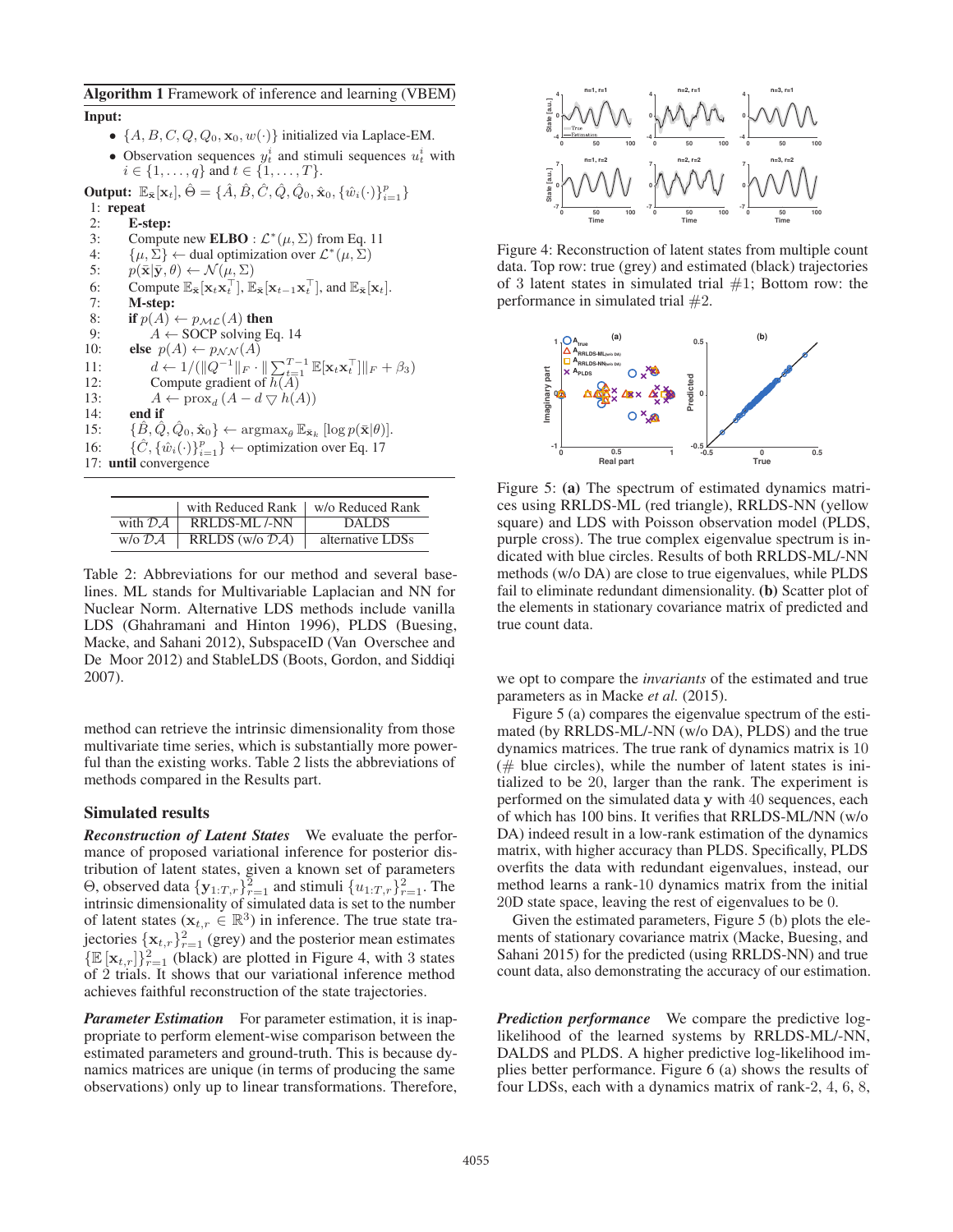**Algorithm 1** Framework of inference and learning (VBEM)

**Input:**

- $\{A, B, C, Q, Q_0, \mathbf{x}_0, w(\cdot)\}$ initialized via Laplace-EM.
- Observation sequences $y_t^i$ and stimuli sequences $u_t^i$ with $i \in \{1, \ldots, q\}$ and $t \in \{1, \ldots, T\}$.

**Output:** $\mathbb{E}_{\tilde{\mathbf{x}}}[\mathbf{x}_t]$, $\hat{\Theta} = \{\hat{A}, \hat{B}, \hat{C}, \hat{Q}, \hat{Q}_0, \hat{\mathbf{x}}_0, \{\hat{w}_i(\cdot)\}_{i=1}^p\}$

1: **repeat**
2: &nbsp;&nbsp;&nbsp;&nbsp;**E-step:**
3: &nbsp;&nbsp;&nbsp;&nbsp;Compute new **ELBO** : $\mathcal{L}^*(\mu, \Sigma)$ from Eq. 11
4: &nbsp;&nbsp;&nbsp;&nbsp;$\{\mu, \Sigma\} \leftarrow$ dual optimization over $\mathcal{L}^*(\mu, \Sigma)$
5: &nbsp;&nbsp;&nbsp;&nbsp;$p(\tilde{\mathbf{x}}|\tilde{\mathbf{y}}, \theta) \leftarrow \mathcal{N}(\mu, \Sigma)$
6: &nbsp;&nbsp;&nbsp;&nbsp;Compute $\mathbb{E}_{\tilde{\mathbf{x}}}[\mathbf{x}_t \mathbf{x}_t^\top]$, $\mathbb{E}_{\tilde{\mathbf{x}}}[\mathbf{x}_{t-1} \mathbf{x}_t^\top]$, and $\mathbb{E}_{\tilde{\mathbf{x}}}[\mathbf{x}_t]$.
7: &nbsp;&nbsp;&nbsp;&nbsp;**M-step:**
8: &nbsp;&nbsp;&nbsp;&nbsp;**if** $p(A) \leftarrow p_{\mathcal{ML}}(A)$ **then**
9: &nbsp;&nbsp;&nbsp;&nbsp;&nbsp;&nbsp;&nbsp;&nbsp;$A \leftarrow$ SOCP solving Eq. 14
10: &nbsp;&nbsp;&nbsp;**else** $p(A) \leftarrow p_{\mathcal{NN}}(A)$
11: &nbsp;&nbsp;&nbsp;&nbsp;&nbsp;&nbsp;&nbsp;&nbsp;$d \leftarrow 1/(\|Q^{-1}\|_F \cdot \|\sum_{t=1}^{T-1} \mathbb{E}[\mathbf{x}_t \mathbf{x}_t^\top]\|_F + \beta_3)$
12: &nbsp;&nbsp;&nbsp;&nbsp;&nbsp;&nbsp;&nbsp;&nbsp;Compute gradient of $h(A)$
13: &nbsp;&nbsp;&nbsp;&nbsp;&nbsp;&nbsp;&nbsp;&nbsp;$A \leftarrow \text{prox}_d (A - d \bigtriangledown h(A))$
14: &nbsp;&nbsp;&nbsp;**end if**
15: &nbsp;&nbsp;&nbsp;$\{\hat{B}, \hat{Q}, \hat{Q}_0, \hat{\mathbf{x}}_0\} \leftarrow \text{argmax}_\theta \, \mathbb{E}_{\tilde{\mathbf{x}}_k} [\log p(\tilde{\mathbf{x}}|\theta)]$.
16: &nbsp;&nbsp;&nbsp;$\{\hat{C}, \{\hat{w}_i(\cdot)\}_{i=1}^p\} \leftarrow$ optimization over Eq. 17
17: **until** convergence

| | with Reduced Rank | w/o Reduced Rank |
|---|---|---|
| with $\mathcal{DA}$ | RRLDS-ML /-NN | DALDS |
| w/o $\mathcal{DA}$ | RRLDS (w/o $\mathcal{DA}$) | alternative LDSs |

Table 2: Abbreviations for our method and several baselines. ML stands for Multivariable Laplacian and NN for Nuclear Norm. Alternative LDS methods include vanilla LDS (Ghahramani and Hinton 1996), PLDS (Buesing, Macke, and Sahani 2012), SubspaceID (Van Overschee and De Moor 2012) and StableLDS (Boots, Gordon, and Siddiqi 2007).

method can retrieve the intrinsic dimensionality from those multivariate time series, which is substantially more powerful than the existing works. Table 2 lists the abbreviations of methods compared in the Results part.

## Simulated results

***Reconstruction of Latent States*** We evaluate the performance of proposed variational inference for posterior distribution of latent states, given a known set of parameters $\Theta$, observed data $\{\mathbf{y}_{1:T,r}\}_{r=1}^2$ and stimuli $\{u_{1:T,r}\}_{r=1}^2$. The intrinsic dimensionality of simulated data is set to the number of latent states ($\mathbf{x}_{t,r} \in \mathbb{R}^3$) in inference. The true state trajectories $\{\mathbf{x}_{t,r}\}_{r=1}^2$ (grey) and the posterior mean estimates $\{\mathbb{E}[\mathbf{x}_{t,r}]\}_{r=1}^2$ (black) are plotted in Figure 4, with 3 states of 2 trials. It shows that our variational inference method achieves faithful reconstruction of the state trajectories.

***Parameter Estimation*** For parameter estimation, it is inappropriate to perform element-wise comparison between the estimated parameters and ground-truth. This is because dynamics matrices are unique (in terms of producing the same observations) only up to linear transformations. Therefore,

Figure 4: Reconstruction of latent states from multiple count data. Top row: true (grey) and estimated (black) trajectories of 3 latent states in simulated trial #1; Bottom row: the performance in simulated trial #2.

Figure 5: **(a)** The spectrum of estimated dynamics matrices using RRLDS-ML (red triangle), RRLDS-NN (yellow square) and LDS with Poisson observation model (PLDS, purple cross). The true complex eigenvalue spectrum is indicated with blue circles. Results of both RRLDS-ML/-NN methods (w/o DA) are close to true eigenvalues, while PLDS fail to eliminate redundant dimensionality. **(b)** Scatter plot of the elements in stationary covariance matrix of predicted and true count data.

we opt to compare the *invariants* of the estimated and true parameters as in Macke *et al.* (2015).

Figure 5 (a) compares the eigenvalue spectrum of the estimated (by RRLDS-ML/-NN (w/o DA), PLDS) and the true dynamics matrices. The true rank of dynamics matrix is 10 (# blue circles), while the number of latent states is initialized to be 20, larger than the rank. The experiment is performed on the simulated data $\mathbf{y}$ with 40 sequences, each of which has 100 bins. It verifies that RRLDS-ML/NN (w/o DA) indeed result in a low-rank estimation of the dynamics matrix, with higher accuracy than PLDS. Specifically, PLDS overfits the data with redundant eigenvalues, instead, our method learns a rank-10 dynamics matrix from the initial 20D state space, leaving the rest of eigenvalues to be 0.

Given the estimated parameters, Figure 5 (b) plots the elements of stationary covariance matrix (Macke, Buesing, and Sahani 2015) for the predicted (using RRLDS-NN) and true count data, also demonstrating the accuracy of our estimation.

***Prediction performance*** We compare the predictive log-likelihood of the learned systems by RRLDS-ML/-NN, DALDS and PLDS. A higher predictive log-likelihood implies better performance. Figure 6 (a) shows the results of four LDSs, each with a dynamics matrix of rank-2, 4, 6, 8,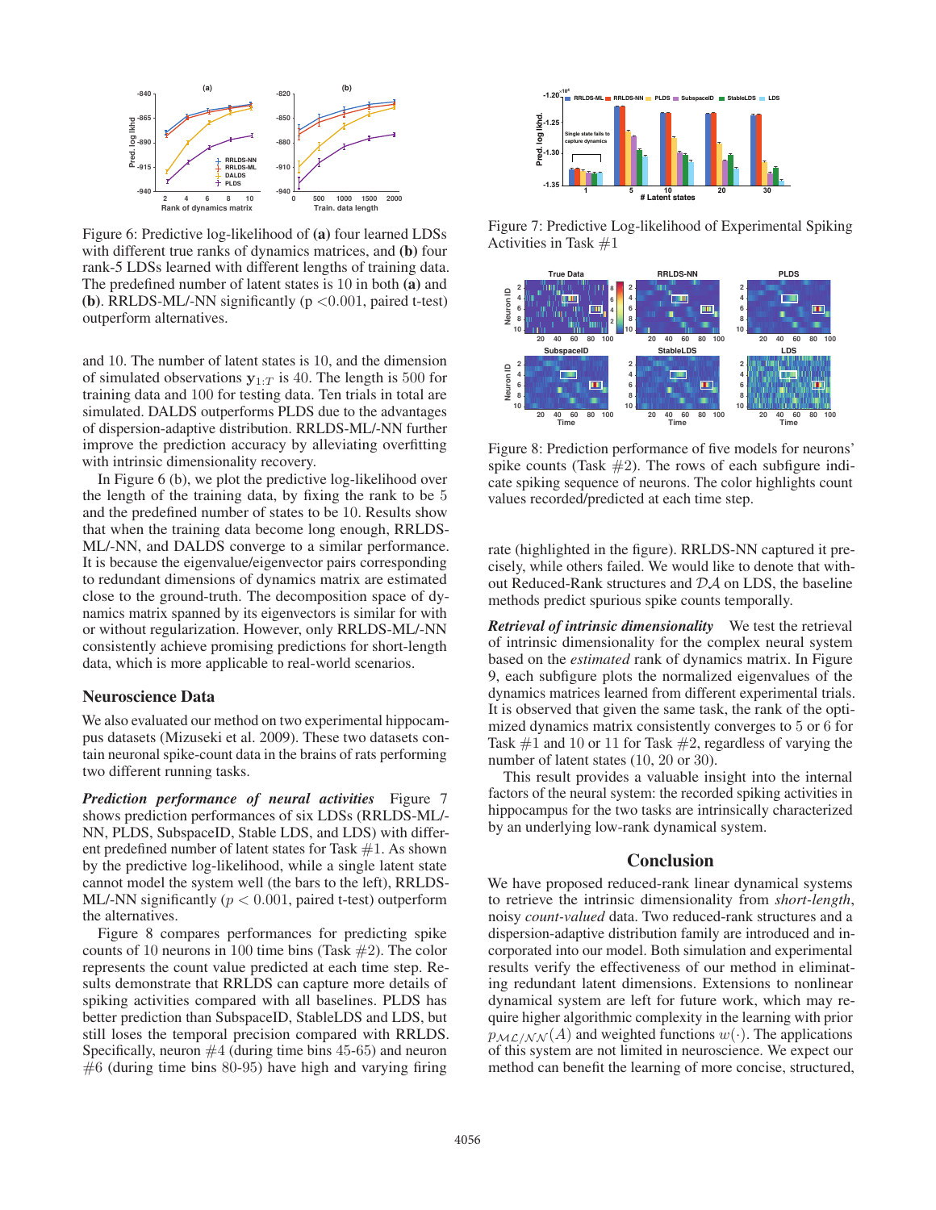Figure 6: Predictive log-likelihood of **(a)** four learned LDSs with different true ranks of dynamics matrices, and **(b)** four rank-5 LDSs learned with different lengths of training data. The predefined number of latent states is 10 in both **(a)** and **(b)**. RRLDS-ML/-NN significantly (p <0.001, paired t-test) outperform alternatives.

and 10. The number of latent states is 10, and the dimension of simulated observations $\mathbf{y}_{1:T}$ is 40. The length is 500 for training data and 100 for testing data. Ten trials in total are simulated. DALDS outperforms PLDS due to the advantages of dispersion-adaptive distribution. RRLDS-ML/-NN further improve the prediction accuracy by alleviating overfitting with intrinsic dimensionality recovery.

In Figure 6 (b), we plot the predictive log-likelihood over the length of the training data, by fixing the rank to be 5 and the predefined number of states to be 10. Results show that when the training data become long enough, RRLDS-ML/-NN, and DALDS converge to a similar performance. It is because the eigenvalue/eigenvector pairs corresponding to redundant dimensions of dynamics matrix are estimated close to the ground-truth. The decomposition space of dynamics matrix spanned by its eigenvectors is similar for with or without regularization. However, only RRLDS-ML/-NN consistently achieve promising predictions for short-length data, which is more applicable to real-world scenarios.

## Neuroscience Data

We also evaluated our method on two experimental hippocampus datasets (Mizuseki et al. 2009). These two datasets contain neuronal spike-count data in the brains of rats performing two different running tasks.

***Prediction performance of neural activities*** Figure 7 shows prediction performances of six LDSs (RRLDS-ML/-NN, PLDS, SubspaceID, Stable LDS, and LDS) with different predefined number of latent states for Task #1. As shown by the predictive log-likelihood, while a single latent state cannot model the system well (the bars to the left), RRLDS-ML/-NN significantly ($p < 0.001$, paired t-test) outperform the alternatives.

Figure 8 compares performances for predicting spike counts of 10 neurons in 100 time bins (Task #2). The color represents the count value predicted at each time step. Results demonstrate that RRLDS can capture more details of spiking activities compared with all baselines. PLDS has better prediction than SubspaceID, StableLDS and LDS, but still loses the temporal precision compared with RRLDS. Specifically, neuron #4 (during time bins 45-65) and neuron #6 (during time bins 80-95) have high and varying firing rate (highlighted in the figure). RRLDS-NN captured it precisely, while others failed. We would like to denote that without Reduced-Rank structures and $\mathcal{DA}$ on LDS, the baseline methods predict spurious spike counts temporally.

Figure 7: Predictive Log-likelihood of Experimental Spiking Activities in Task #1

Figure 8: Prediction performance of five models for neurons' spike counts (Task #2). The rows of each subfigure indicate spiking sequence of neurons. The color highlights count values recorded/predicted at each time step.

***Retrieval of intrinsic dimensionality*** We test the retrieval of intrinsic dimensionality for the complex neural system based on the *estimated* rank of dynamics matrix. In Figure 9, each subfigure plots the normalized eigenvalues of the dynamics matrices learned from different experimental trials. It is observed that given the same task, the rank of the optimized dynamics matrix consistently converges to 5 or 6 for Task #1 and 10 or 11 for Task #2, regardless of varying the number of latent states (10, 20 or 30).

This result provides a valuable insight into the internal factors of the neural system: the recorded spiking activities in hippocampus for the two tasks are intrinsically characterized by an underlying low-rank dynamical system.

## Conclusion

We have proposed reduced-rank linear dynamical systems to retrieve the intrinsic dimensionality from *short-length*, noisy *count-valued* data. Two reduced-rank structures and a dispersion-adaptive distribution family are introduced and incorporated into our model. Both simulation and experimental results verify the effectiveness of our method in eliminating redundant latent dimensions. Extensions to nonlinear dynamical system are left for future work, which may require higher algorithmic complexity in the learning with prior $p_{\mathcal{ML}/\mathcal{NN}}(A)$ and weighted functions $w(\cdot)$. The applications of this system are not limited in neuroscience. We expect our method can benefit the learning of more concise, structured,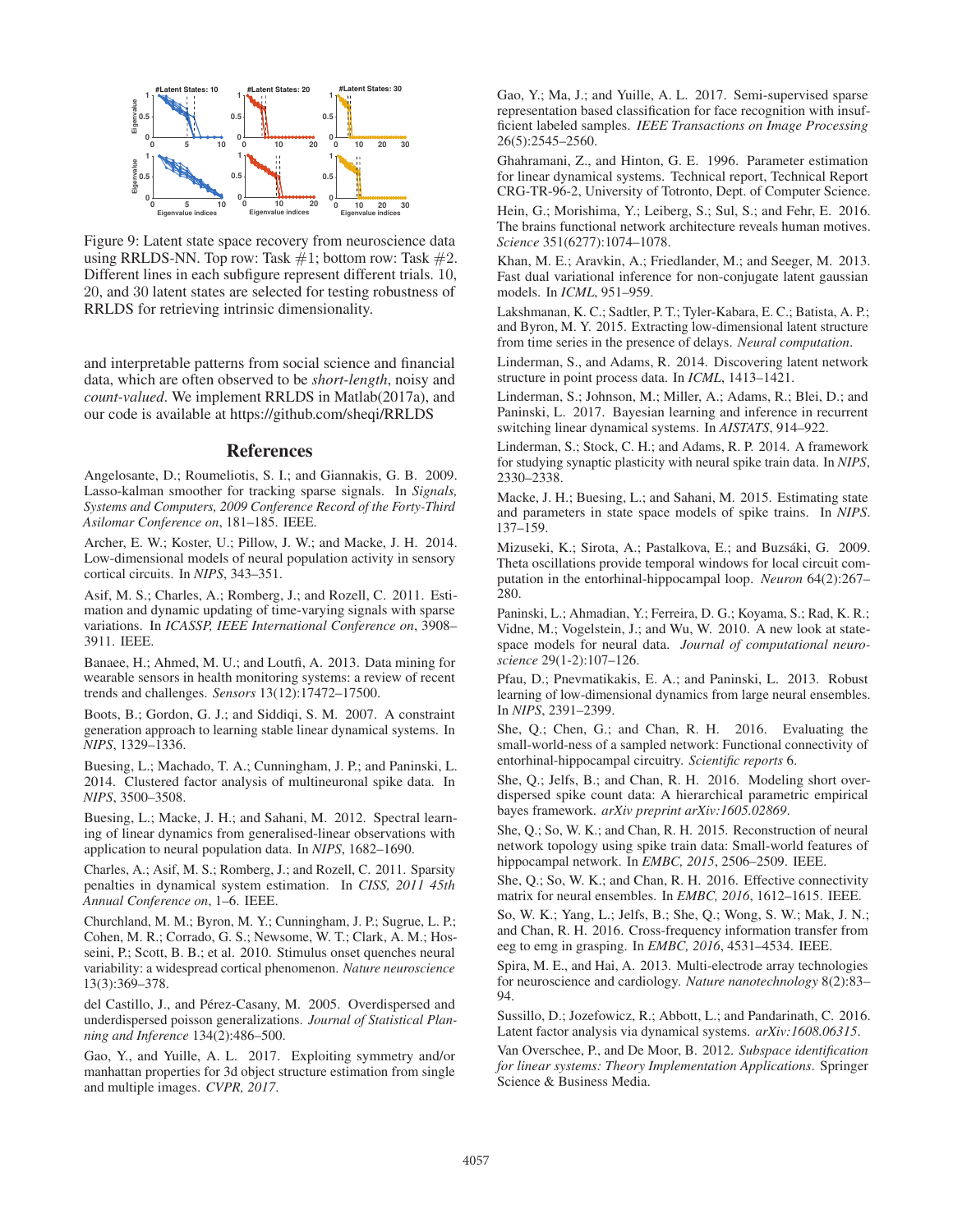#Latent States: 10

#Latent States: 20

#Latent States: 30

Eigenvalue

1

0.5

0

0

5

10

0

10

20

0

10

20

30

Eigenvalue indices

Figure 9: Latent state space recovery from neuroscience data using RRLDS-NN. Top row: Task #1; bottom row: Task #2. Different lines in each subfigure represent different trials. 10, 20, and 30 latent states are selected for testing robustness of RRLDS for retrieving intrinsic dimensionality.

and interpretable patterns from social science and financial data, which are often observed to be *short-length*, noisy and *count-valued*. We implement RRLDS in Matlab(2017a), and our code is available at https://github.com/sheqi/RRLDS

## References

Angelosante, D.; Roumeliotis, S. I.; and Giannakis, G. B. 2009. Lasso-kalman smoother for tracking sparse signals. In *Signals, Systems and Computers, 2009 Conference Record of the Forty-Third Asilomar Conference on*, 181–185. IEEE.

Archer, E. W.; Koster, U.; Pillow, J. W.; and Macke, J. H. 2014. Low-dimensional models of neural population activity in sensory cortical circuits. In *NIPS*, 343–351.

Asif, M. S.; Charles, A.; Romberg, J.; and Rozell, C. 2011. Estimation and dynamic updating of time-varying signals with sparse variations. In *ICASSP, IEEE International Conference on*, 3908–3911. IEEE.

Banaee, H.; Ahmed, M. U.; and Loutfi, A. 2013. Data mining for wearable sensors in health monitoring systems: a review of recent trends and challenges. *Sensors* 13(12):17472–17500.

Boots, B.; Gordon, G. J.; and Siddiqi, S. M. 2007. A constraint generation approach to learning stable linear dynamical systems. In *NIPS*, 1329–1336.

Buesing, L.; Machado, T. A.; Cunningham, J. P.; and Paninski, L. 2014. Clustered factor analysis of multineuronal spike data. In *NIPS*, 3500–3508.

Buesing, L.; Macke, J. H.; and Sahani, M. 2012. Spectral learning of linear dynamics from generalised-linear observations with application to neural population data. In *NIPS*, 1682–1690.

Charles, A.; Asif, M. S.; Romberg, J.; and Rozell, C. 2011. Sparsity penalties in dynamical system estimation. In *CISS, 2011 45th Annual Conference on*, 1–6. IEEE.

Churchland, M. M.; Byron, M. Y.; Cunningham, J. P.; Sugrue, L. P.; Cohen, M. R.; Corrado, G. S.; Newsome, W. T.; Clark, A. M.; Hosseini, P.; Scott, B. B.; et al. 2010. Stimulus onset quenches neural variability: a widespread cortical phenomenon. *Nature neuroscience* 13(3):369–378.

del Castillo, J., and Pérez-Casany, M. 2005. Overdispersed and underdispersed poisson generalizations. *Journal of Statistical Planning and Inference* 134(2):486–500.

Gao, Y., and Yuille, A. L. 2017. Exploiting symmetry and/or manhattan properties for 3d object structure estimation from single and multiple images. *CVPR, 2017*.

Gao, Y.; Ma, J.; and Yuille, A. L. 2017. Semi-supervised sparse representation based classification for face recognition with insufficient labeled samples. *IEEE Transactions on Image Processing* 26(5):2545–2560.

Ghahramani, Z., and Hinton, G. E. 1996. Parameter estimation for linear dynamical systems. Technical report, Technical Report CRG-TR-96-2, University of Totronto, Dept. of Computer Science.

Hein, G.; Morishima, Y.; Leiberg, S.; Sul, S.; and Fehr, E. 2016. The brains functional network architecture reveals human motives. *Science* 351(6277):1074–1078.

Khan, M. E.; Aravkin, A.; Friedlander, M.; and Seeger, M. 2013. Fast dual variational inference for non-conjugate latent gaussian models. In *ICML*, 951–959.

Lakshmanan, K. C.; Sadtler, P. T.; Tyler-Kabara, E. C.; Batista, A. P.; and Byron, M. Y. 2015. Extracting low-dimensional latent structure from time series in the presence of delays. *Neural computation*.

Linderman, S., and Adams, R. 2014. Discovering latent network structure in point process data. In *ICML*, 1413–1421.

Linderman, S.; Johnson, M.; Miller, A.; Adams, R.; Blei, D.; and Paninski, L. 2017. Bayesian learning and inference in recurrent switching linear dynamical systems. In *AISTATS*, 914–922.

Linderman, S.; Stock, C. H.; and Adams, R. P. 2014. A framework for studying synaptic plasticity with neural spike train data. In *NIPS*, 2330–2338.

Macke, J. H.; Buesing, L.; and Sahani, M. 2015. Estimating state and parameters in state space models of spike trains. In *NIPS*. 137–159.

Mizuseki, K.; Sirota, A.; Pastalkova, E.; and Buzsáki, G. 2009. Theta oscillations provide temporal windows for local circuit computation in the entorhinal-hippocampal loop. *Neuron* 64(2):267–280.

Paninski, L.; Ahmadian, Y.; Ferreira, D. G.; Koyama, S.; Rad, K. R.; Vidne, M.; Vogelstein, J.; and Wu, W. 2010. A new look at state-space models for neural data. *Journal of computational neuroscience* 29(1-2):107–126.

Pfau, D.; Pnevmatikakis, E. A.; and Paninski, L. 2013. Robust learning of low-dimensional dynamics from large neural ensembles. In *NIPS*, 2391–2399.

She, Q.; Chen, G.; and Chan, R. H. 2016. Evaluating the small-world-ness of a sampled network: Functional connectivity of entorhinal-hippocampal circuitry. *Scientific reports* 6.

She, Q.; Jelfs, B.; and Chan, R. H. 2016. Modeling short over-dispersed spike count data: A hierarchical parametric empirical bayes framework. *arXiv preprint arXiv:1605.02869*.

She, Q.; So, W. K.; and Chan, R. H. 2015. Reconstruction of neural network topology using spike train data: Small-world features of hippocampal network. In *EMBC, 2015*, 2506–2509. IEEE.

She, Q.; So, W. K.; and Chan, R. H. 2016. Effective connectivity matrix for neural ensembles. In *EMBC, 2016*, 1612–1615. IEEE.

So, W. K.; Yang, L.; Jelfs, B.; She, Q.; Wong, S. W.; Mak, J. N.; and Chan, R. H. 2016. Cross-frequency information transfer from eeg to emg in grasping. In *EMBC, 2016*, 4531–4534. IEEE.

Spira, M. E., and Hai, A. 2013. Multi-electrode array technologies for neuroscience and cardiology. *Nature nanotechnology* 8(2):83–94.

Sussillo, D.; Jozefowicz, R.; Abbott, L.; and Pandarinath, C. 2016. Latent factor analysis via dynamical systems. *arXiv:1608.06315*.

Van Overschee, P., and De Moor, B. 2012. *Subspace identification for linear systems: Theory Implementation Applications*. Springer Science & Business Media.